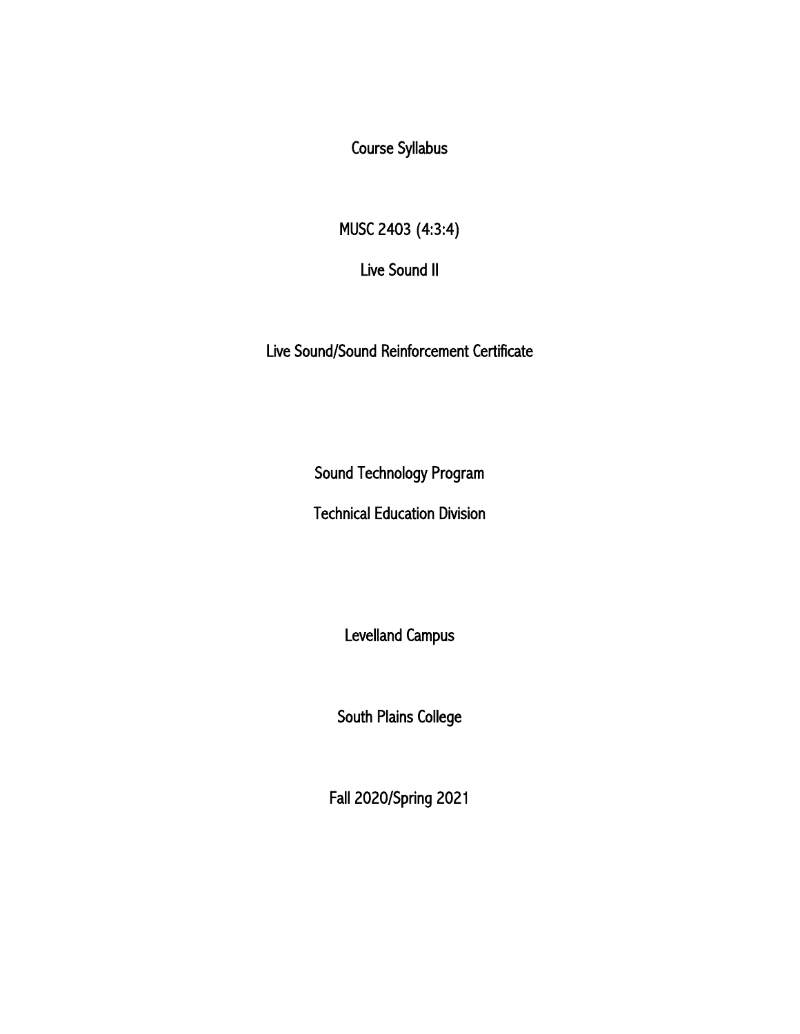# Course Syllabus

## MUSC 2403 (4:3:4)

## Live Sound II

## Live Sound/Sound Reinforcement Certificate

Sound Technology Program

Technical Education Division

Levelland Campus

South Plains College

Fall 2020/Spring 2021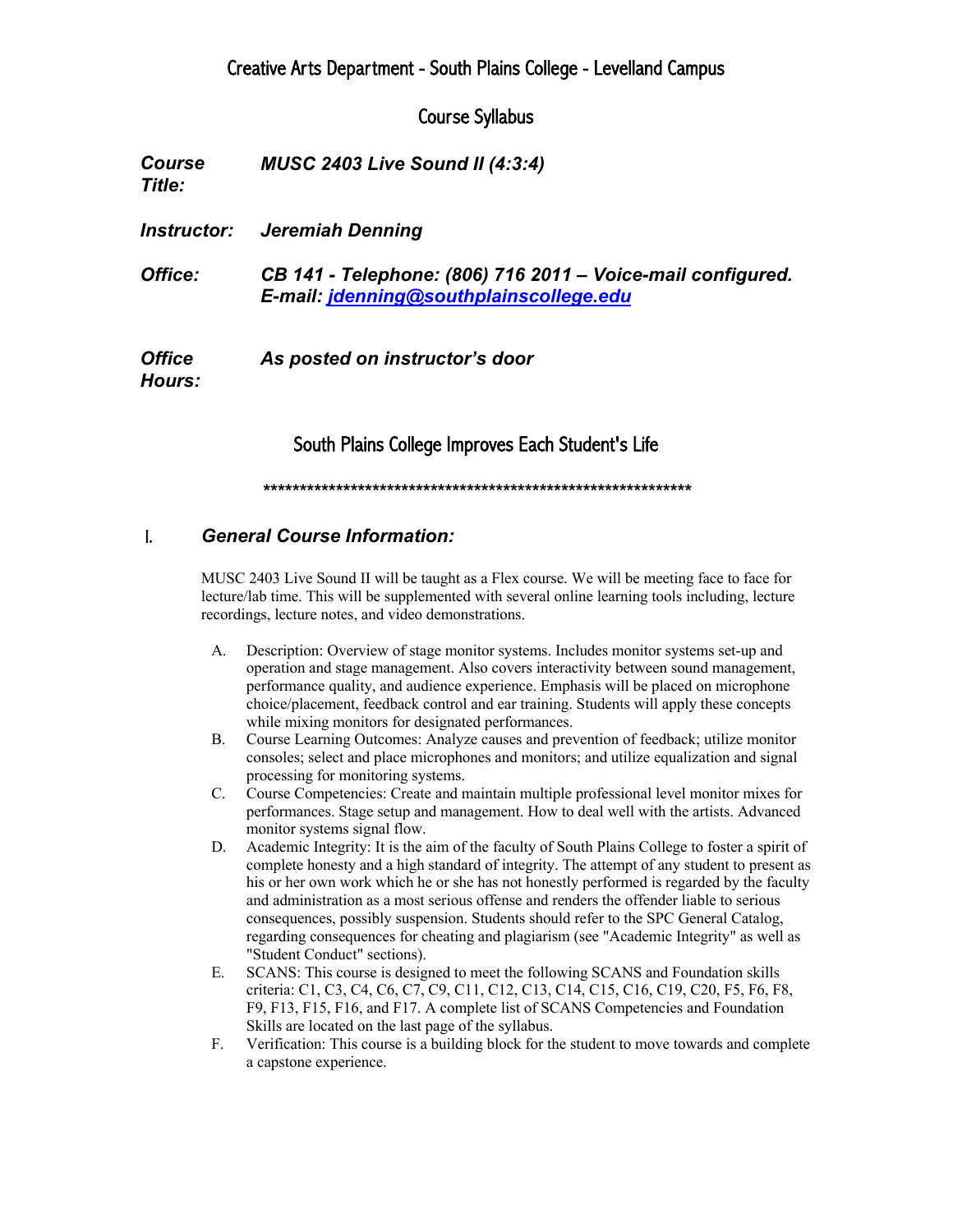# Creative Arts Department - South Plains College - Levelland Campus

## Course Syllabus

***Course Title:*** ***MUSC 2403 Live Sound II (4:3:4)***

***Instructor:*** ***Jeremiah Denning***

***Office:*** ***CB 141 - Telephone: (806) 716 2011 – Voice-mail configured.***
***E-mail: jdenning@southplainscollege.edu***

***Office Hours:*** ***As posted on instructor's door***

### South Plains College Improves Each Student's Life

***************************************************************

## I. *General Course Information:*

MUSC 2403 Live Sound II will be taught as a Flex course. We will be meeting face to face for lecture/lab time. This will be supplemented with several online learning tools including, lecture recordings, lecture notes, and video demonstrations.

A. Description: Overview of stage monitor systems. Includes monitor systems set-up and operation and stage management. Also covers interactivity between sound management, performance quality, and audience experience. Emphasis will be placed on microphone choice/placement, feedback control and ear training. Students will apply these concepts while mixing monitors for designated performances.

B. Course Learning Outcomes: Analyze causes and prevention of feedback; utilize monitor consoles; select and place microphones and monitors; and utilize equalization and signal processing for monitoring systems.

C. Course Competencies: Create and maintain multiple professional level monitor mixes for performances. Stage setup and management. How to deal well with the artists. Advanced monitor systems signal flow.

D. Academic Integrity: It is the aim of the faculty of South Plains College to foster a spirit of complete honesty and a high standard of integrity. The attempt of any student to present as his or her own work which he or she has not honestly performed is regarded by the faculty and administration as a most serious offense and renders the offender liable to serious consequences, possibly suspension. Students should refer to the SPC General Catalog, regarding consequences for cheating and plagiarism (see "Academic Integrity" as well as "Student Conduct" sections).

E. SCANS: This course is designed to meet the following SCANS and Foundation skills criteria: C1, C3, C4, C6, C7, C9, C11, C12, C13, C14, C15, C16, C19, C20, F5, F6, F8, F9, F13, F15, F16, and F17. A complete list of SCANS Competencies and Foundation Skills are located on the last page of the syllabus.

F. Verification: This course is a building block for the student to move towards and complete a capstone experience.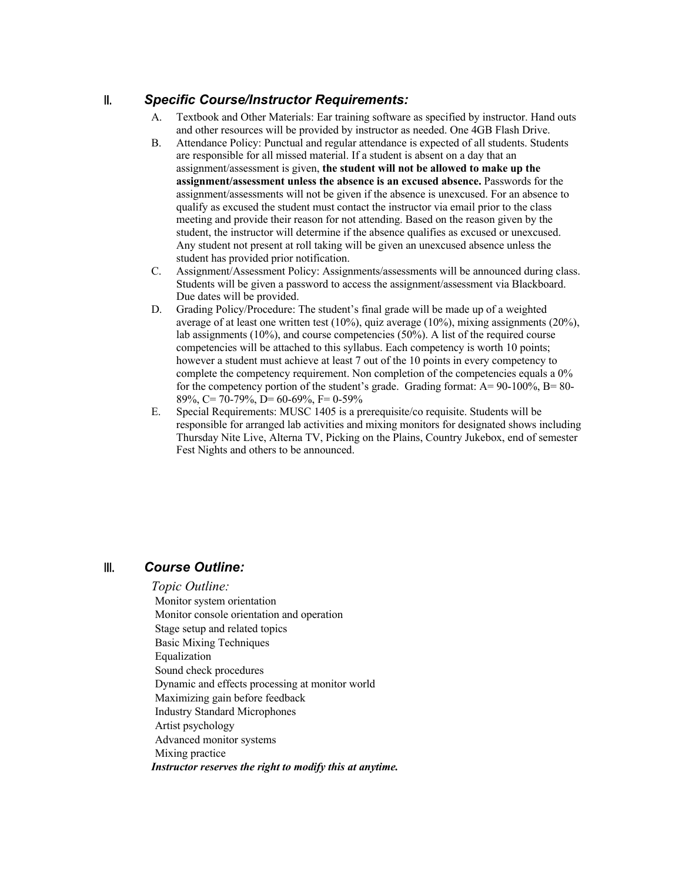## II. *Specific Course/Instructor Requirements:*

A. Textbook and Other Materials: Ear training software as specified by instructor. Hand outs and other resources will be provided by instructor as needed. One 4GB Flash Drive.

B. Attendance Policy: Punctual and regular attendance is expected of all students. Students are responsible for all missed material. If a student is absent on a day that an assignment/assessment is given, **the student will not be allowed to make up the assignment/assessment unless the absence is an excused absence.** Passwords for the assignment/assessments will not be given if the absence is unexcused. For an absence to qualify as excused the student must contact the instructor via email prior to the class meeting and provide their reason for not attending. Based on the reason given by the student, the instructor will determine if the absence qualifies as excused or unexcused. Any student not present at roll taking will be given an unexcused absence unless the student has provided prior notification.

C. Assignment/Assessment Policy: Assignments/assessments will be announced during class. Students will be given a password to access the assignment/assessment via Blackboard. Due dates will be provided.

D. Grading Policy/Procedure: The student's final grade will be made up of a weighted average of at least one written test (10%), quiz average (10%), mixing assignments (20%), lab assignments (10%), and course competencies (50%). A list of the required course competencies will be attached to this syllabus. Each competency is worth 10 points; however a student must achieve at least 7 out of the 10 points in every competency to complete the competency requirement. Non completion of the competencies equals a 0% for the competency portion of the student's grade. Grading format: A= 90-100%, B= 80-89%, C= 70-79%, D= 60-69%, F= 0-59%

E. Special Requirements: MUSC 1405 is a prerequisite/co requisite. Students will be responsible for arranged lab activities and mixing monitors for designated shows including Thursday Nite Live, Alterna TV, Picking on the Plains, Country Jukebox, end of semester Fest Nights and others to be announced.

## III. *Course Outline:*

*Topic Outline:*

Monitor system orientation
Monitor console orientation and operation
Stage setup and related topics
Basic Mixing Techniques
Equalization
Sound check procedures
Dynamic and effects processing at monitor world
Maximizing gain before feedback
Industry Standard Microphones
Artist psychology
Advanced monitor systems
Mixing practice

***Instructor reserves the right to modify this at anytime.***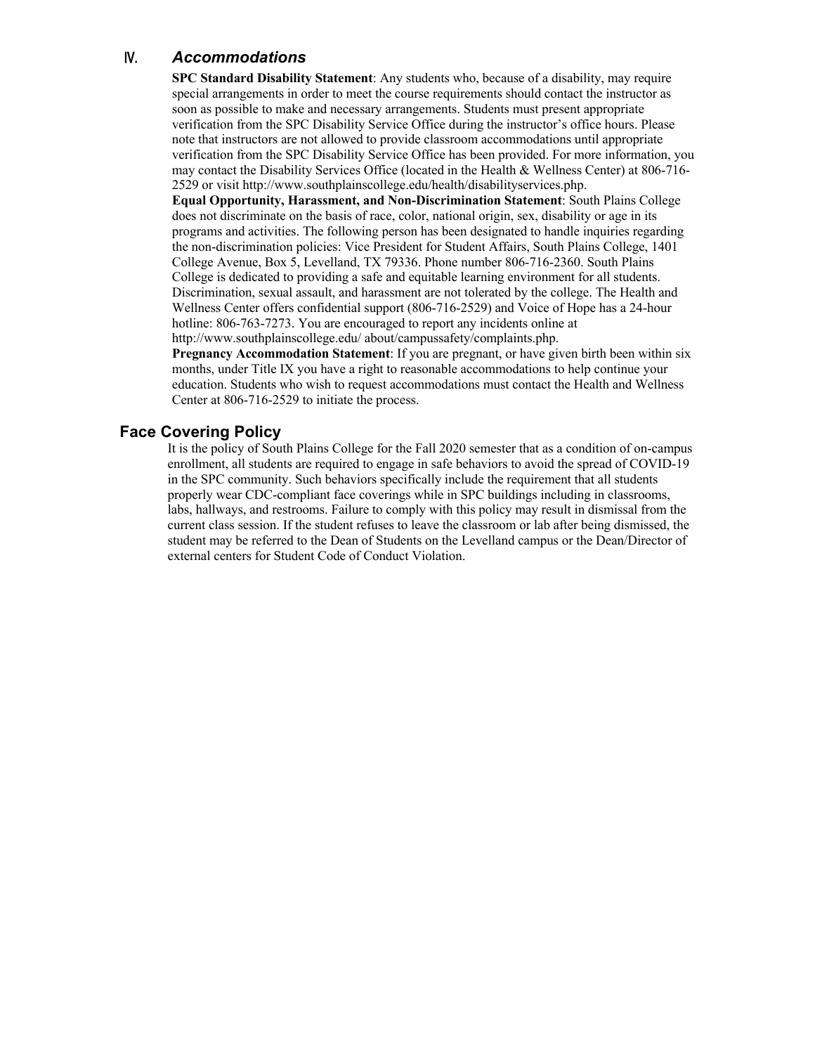## IV. *Accommodations*

**SPC Standard Disability Statement**: Any students who, because of a disability, may require special arrangements in order to meet the course requirements should contact the instructor as soon as possible to make and necessary arrangements. Students must present appropriate verification from the SPC Disability Service Office during the instructor's office hours. Please note that instructors are not allowed to provide classroom accommodations until appropriate verification from the SPC Disability Service Office has been provided. For more information, you may contact the Disability Services Office (located in the Health & Wellness Center) at 806-716-2529 or visit http://www.southplainscollege.edu/health/disabilityservices.php.

**Equal Opportunity, Harassment, and Non-Discrimination Statement**: South Plains College does not discriminate on the basis of race, color, national origin, sex, disability or age in its programs and activities. The following person has been designated to handle inquiries regarding the non-discrimination policies: Vice President for Student Affairs, South Plains College, 1401 College Avenue, Box 5, Levelland, TX 79336. Phone number 806-716-2360. South Plains College is dedicated to providing a safe and equitable learning environment for all students. Discrimination, sexual assault, and harassment are not tolerated by the college. The Health and Wellness Center offers confidential support (806-716-2529) and Voice of Hope has a 24-hour hotline: 806-763-7273. You are encouraged to report any incidents online at http://www.southplainscollege.edu/ about/campussafety/complaints.php.

**Pregnancy Accommodation Statement**: If you are pregnant, or have given birth been within six months, under Title IX you have a right to reasonable accommodations to help continue your education. Students who wish to request accommodations must contact the Health and Wellness Center at 806-716-2529 to initiate the process.

## Face Covering Policy

It is the policy of South Plains College for the Fall 2020 semester that as a condition of on-campus enrollment, all students are required to engage in safe behaviors to avoid the spread of COVID-19 in the SPC community. Such behaviors specifically include the requirement that all students properly wear CDC-compliant face coverings while in SPC buildings including in classrooms, labs, hallways, and restrooms. Failure to comply with this policy may result in dismissal from the current class session. If the student refuses to leave the classroom or lab after being dismissed, the student may be referred to the Dean of Students on the Levelland campus or the Dean/Director of external centers for Student Code of Conduct Violation.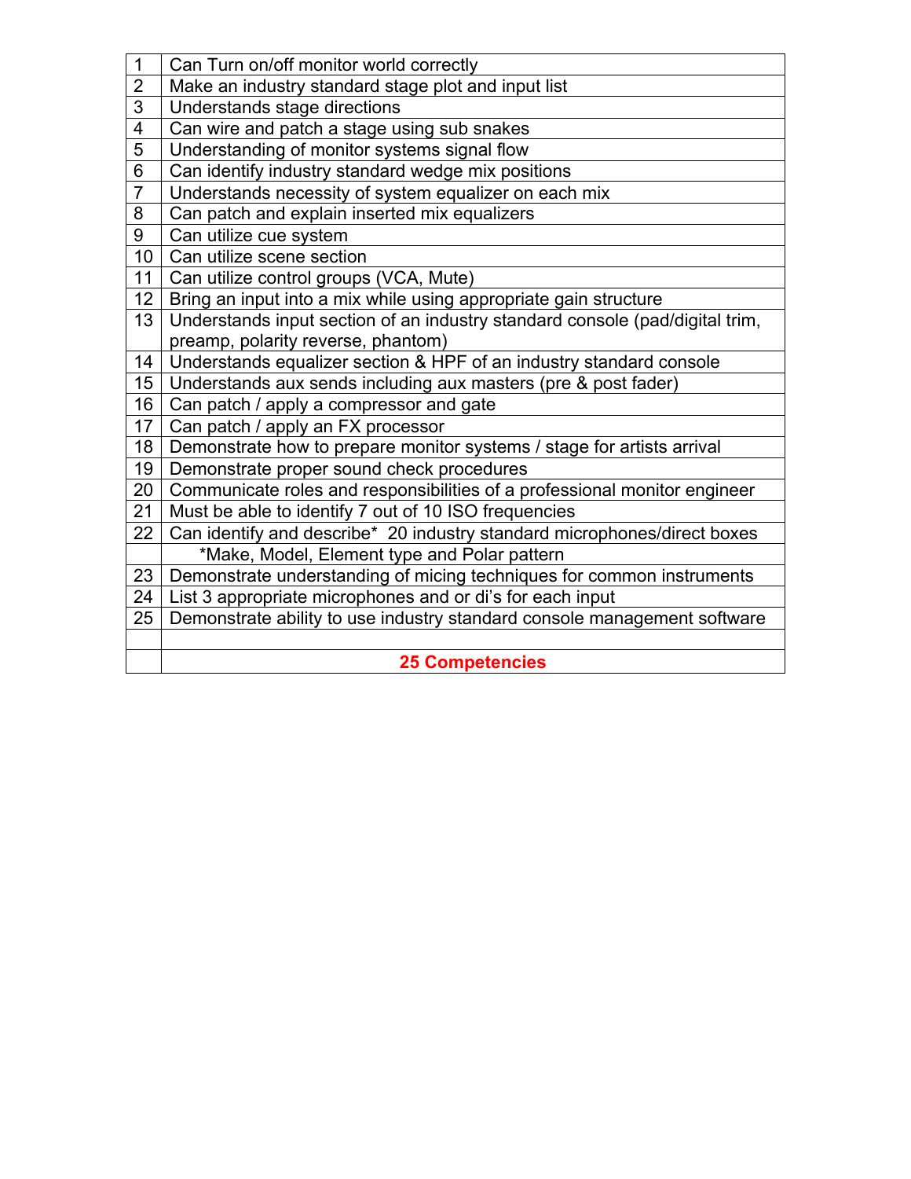| | |
|---|---|
| 1 | Can Turn on/off monitor world correctly |
| 2 | Make an industry standard stage plot and input list |
| 3 | Understands stage directions |
| 4 | Can wire and patch a stage using sub snakes |
| 5 | Understanding of monitor systems signal flow |
| 6 | Can identify industry standard wedge mix positions |
| 7 | Understands necessity of system equalizer on each mix |
| 8 | Can patch and explain inserted mix equalizers |
| 9 | Can utilize cue system |
| 10 | Can utilize scene section |
| 11 | Can utilize control groups (VCA, Mute) |
| 12 | Bring an input into a mix while using appropriate gain structure |
| 13 | Understands input section of an industry standard console (pad/digital trim, preamp, polarity reverse, phantom) |
| 14 | Understands equalizer section & HPF of an industry standard console |
| 15 | Understands aux sends including aux masters (pre & post fader) |
| 16 | Can patch / apply a compressor and gate |
| 17 | Can patch / apply an FX processor |
| 18 | Demonstrate how to prepare monitor systems / stage for artists arrival |
| 19 | Demonstrate proper sound check procedures |
| 20 | Communicate roles and responsibilities of a professional monitor engineer |
| 21 | Must be able to identify 7 out of 10 ISO frequencies |
| 22 | Can identify and describe* 20 industry standard microphones/direct boxes |
| | *Make, Model, Element type and Polar pattern |
| 23 | Demonstrate understanding of micing techniques for common instruments |
| 24 | List 3 appropriate microphones and or di's for each input |
| 25 | Demonstrate ability to use industry standard console management software |
| | |
| | **25 Competencies** |